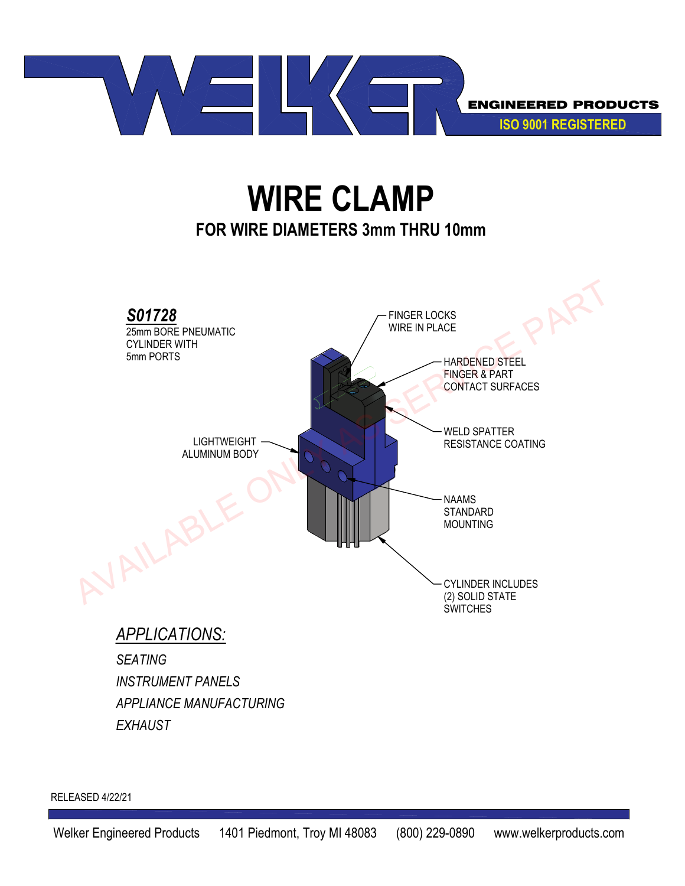WELKER ENGINEERED PRODUCTS
ISO 9001 REGISTERED

# WIRE CLAMP

## FOR WIRE DIAMETERS 3mm THRU 10mm

***S01728***
25mm BORE PNEUMATIC CYLINDER WITH 5mm PORTS

FINGER LOCKS WIRE IN PLACE

HARDENED STEEL FINGER & PART CONTACT SURFACES

LIGHTWEIGHT ALUMINUM BODY

WELD SPATTER RESISTANCE COATING

NAAMS STANDARD MOUNTING

CYLINDER INCLUDES (2) SOLID STATE SWITCHES

AVAILABLE ONLY AS SERVICE PART

*APPLICATIONS:*

*SEATING*

*INSTRUMENT PANELS*

*APPLIANCE MANUFACTURING*

*EXHAUST*

RELEASED 4/22/21

Welker Engineered Products | 1401 Piedmont, Troy MI 48083 | (800) 229-0890 | www.welkerproducts.com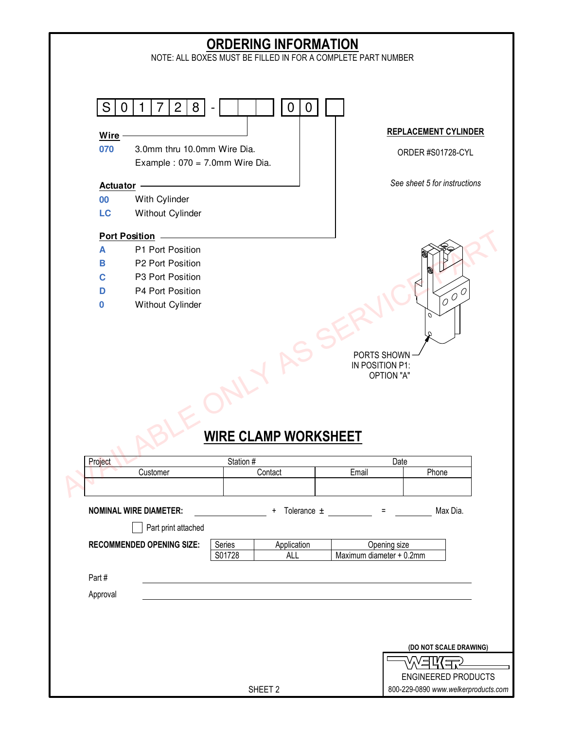# ORDERING INFORMATION

NOTE: ALL BOXES MUST BE FILLED IN FOR A COMPLETE PART NUMBER

| S | 0 | 1 | 7 | 2 | 8 | - | | | | | 0 | 0 | |
|---|---|---|---|---|---|---|---|---|---|---|---|---|---|

**Wire**

| | |
|---|---|
| **070** | 3.0mm thru 10.0mm Wire Dia. Example : 070 = 7.0mm Wire Dia. |

**Actuator**

| | |
|---|---|
| **00** | With Cylinder |
| **LC** | Without Cylinder |

**Port Position**

| | |
|---|---|
| **A** | P1 Port Position |
| **B** | P2 Port Position |
| **C** | P3 Port Position |
| **D** | P4 Port Position |
| **0** | Without Cylinder |

**REPLACEMENT CYLINDER**

ORDER #S01728-CYL

*See sheet 5 for instructions*

PORTS SHOWN IN POSITION P1: OPTION "A"

AVAILABLE ONLY AS SERVICE PART

# WIRE CLAMP WORKSHEET

| Project | | Station # | Date |
|---|---|---|---|
| Customer | Contact | Email | Phone |
| | | | |

**NOMINAL WIRE DIAMETER:** ______________ + Tolerance ± __________ = ________ Max Dia.

☐ Part print attached

**RECOMMENDED OPENING SIZE:**

| Series | Application | Opening size |
|---|---|---|
| S01728 | ALL | Maximum diameter + 0.2mm |

Part # ______________________________

Approval ______________________________

(DO NOT SCALE DRAWING)

WELKER ENGINEERED PRODUCTS
800-229-0890 *www.welkerproducts.com*

SHEET 2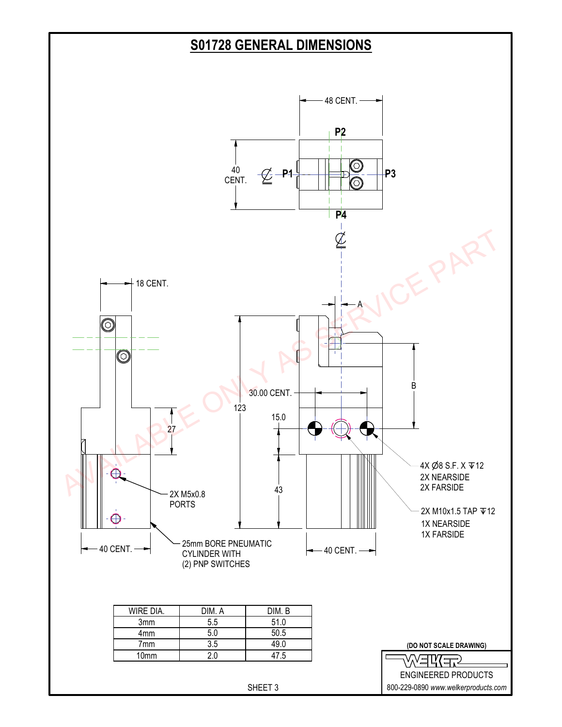# S01728 GENERAL DIMENSIONS

48 CENT.

P2

40 CENT.

P1

P3

P4

18 CENT.

A

123

30.00 CENT.

B

15.0

27

43

4X Ø8 S.F. X ↧12
2X NEARSIDE
2X FARSIDE

2X M10x1.5 TAP ↧12
1X NEARSIDE
1X FARSIDE

2X M5x0.8
PORTS

40 CENT.

25mm BORE PNEUMATIC
CYLINDER WITH
(2) PNP SWITCHES

40 CENT.

AVAILABLE ONLY AS SERVICE PART

| WIRE DIA. | DIM. A | DIM. B |
|---|---|---|
| 3mm | 5.5 | 51.0 |
| 4mm | 5.0 | 50.5 |
| 7mm | 3.5 | 49.0 |
| 10mm | 2.0 | 47.5 |

**(DO NOT SCALE DRAWING)**

WELKER
ENGINEERED PRODUCTS
800-229-0890 *www.welkerproducts.com*

SHEET 3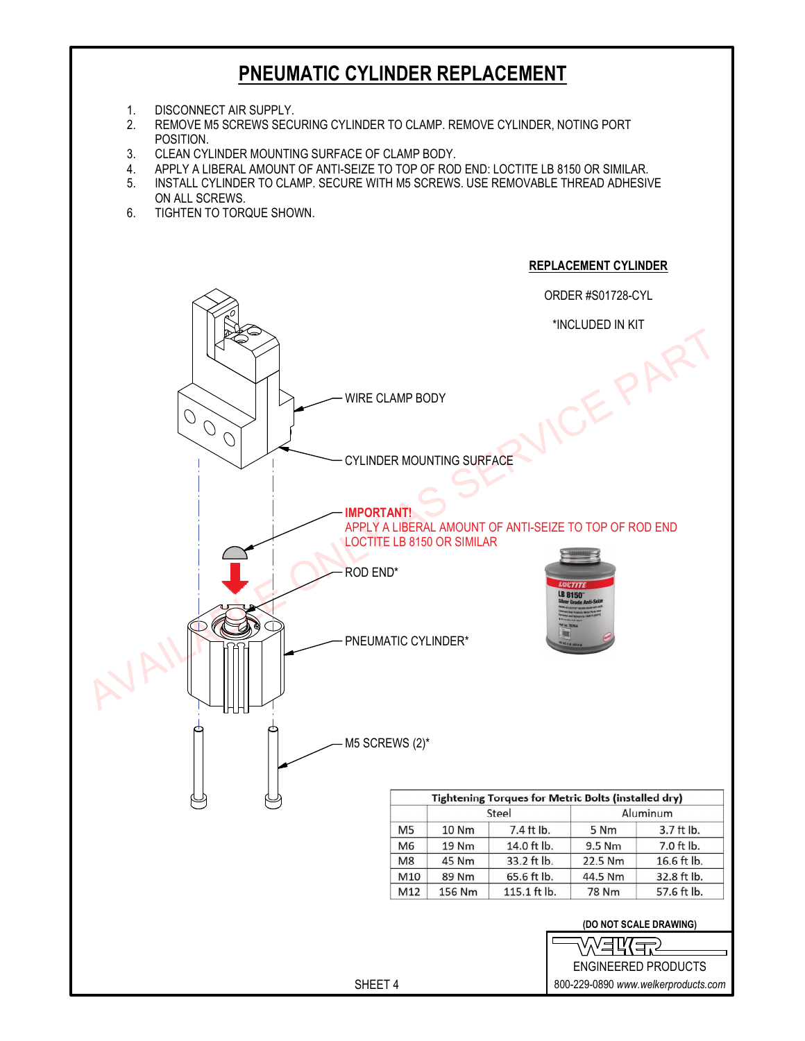# PNEUMATIC CYLINDER REPLACEMENT

1. DISCONNECT AIR SUPPLY.
2. REMOVE M5 SCREWS SECURING CYLINDER TO CLAMP. REMOVE CYLINDER, NOTING PORT POSITION.
3. CLEAN CYLINDER MOUNTING SURFACE OF CLAMP BODY.
4. APPLY A LIBERAL AMOUNT OF ANTI-SEIZE TO TOP OF ROD END: LOCTITE LB 8150 OR SIMILAR.
5. INSTALL CYLINDER TO CLAMP. SECURE WITH M5 SCREWS. USE REMOVABLE THREAD ADHESIVE ON ALL SCREWS.
6. TIGHTEN TO TORQUE SHOWN.

**REPLACEMENT CYLINDER**

ORDER #S01728-CYL

*INCLUDED IN KIT

WIRE CLAMP BODY

CYLINDER MOUNTING SURFACE

**IMPORTANT!**
APPLY A LIBERAL AMOUNT OF ANTI-SEIZE TO TOP OF ROD END
LOCTITE LB 8150 OR SIMILAR

ROD END*

PNEUMATIC CYLINDER*

M5 SCREWS (2)*

AVAILABLE ONLY AS SERVICE PART

| Tightening Torques for Metric Bolts (installed dry) | | | | |
|---|---|---|---|---|
| | Steel | | Aluminum | |
| M5 | 10 Nm | 7.4 ft lb. | 5 Nm | 3.7 ft lb. |
| M6 | 19 Nm | 14.0 ft lb. | 9.5 Nm | 7.0 ft lb. |
| M8 | 45 Nm | 33.2 ft lb. | 22.5 Nm | 16.6 ft lb. |
| M10 | 89 Nm | 65.6 ft lb. | 44.5 Nm | 32.8 ft lb. |
| M12 | 156 Nm | 115.1 ft lb. | 78 Nm | 57.6 ft lb. |

(DO NOT SCALE DRAWING)

WELKER ENGINEERED PRODUCTS

800-229-0890 *www.welkerproducts.com*

SHEET 4